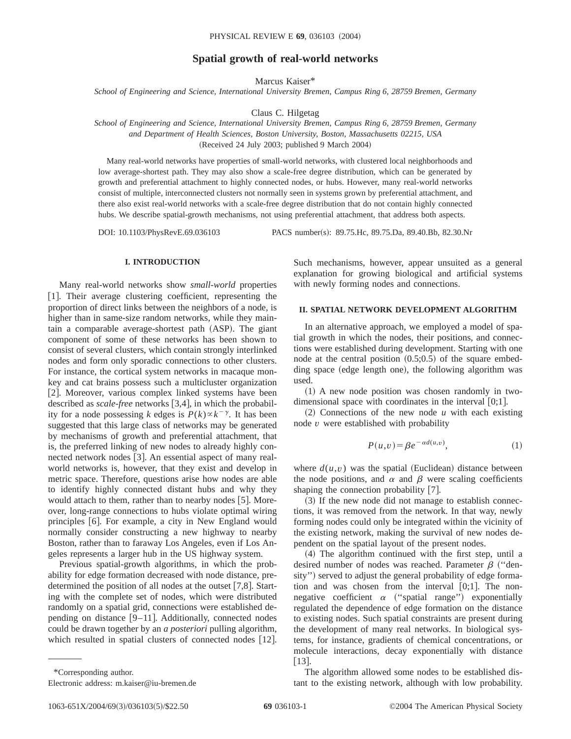# Spatial growth of real-world networks

Marcus Kaiser*

*School of Engineering and Science, International University Bremen, Campus Ring 6, 28759 Bremen, Germany*

Claus C. Hilgetag

*School of Engineering and Science, International University Bremen, Campus Ring 6, 28759 Bremen, Germany and Department of Health Sciences, Boston University, Boston, Massachusetts 02215, USA*

(Received 24 July 2003; published 9 March 2004)

Many real-world networks have properties of small-world networks, with clustered local neighborhoods and low average-shortest path. They may also show a scale-free degree distribution, which can be generated by growth and preferential attachment to highly connected nodes, or hubs. However, many real-world networks consist of multiple, interconnected clusters not normally seen in systems grown by preferential attachment, and there also exist real-world networks with a scale-free degree distribution that do not contain highly connected hubs. We describe spatial-growth mechanisms, not using preferential attachment, that address both aspects.

DOI: 10.1103/PhysRevE.69.036103 PACS number(s): 89.75.Hc, 89.75.Da, 89.40.Bb, 82.30.Nr

## I. INTRODUCTION

Many real-world networks show *small-world* properties [1]. Their average clustering coefficient, representing the proportion of direct links between the neighbors of a node, is higher than in same-size random networks, while they maintain a comparable average-shortest path (ASP). The giant component of some of these networks has been shown to consist of several clusters, which contain strongly interlinked nodes and form only sporadic connections to other clusters. For instance, the cortical system networks in macaque monkey and cat brains possess such a multicluster organization [2]. Moreover, various complex linked systems have been described as *scale-free* networks [3,4], in which the probability for a node possessing $k$ edges is $P(k) \propto k^{-\gamma}$. It has been suggested that this large class of networks may be generated by mechanisms of growth and preferential attachment, that is, the preferred linking of new nodes to already highly connected network nodes [3]. An essential aspect of many real-world networks is, however, that they exist and develop in metric space. Therefore, questions arise how nodes are able to identify highly connected distant hubs and why they would attach to them, rather than to nearby nodes [5]. Moreover, long-range connections to hubs violate optimal wiring principles [6]. For example, a city in New England would normally consider constructing a new highway to nearby Boston, rather than to faraway Los Angeles, even if Los Angeles represents a larger hub in the US highway system.

Previous spatial-growth algorithms, in which the probability for edge formation decreased with node distance, predetermined the position of all nodes at the outset [7,8]. Starting with the complete set of nodes, which were distributed randomly on a spatial grid, connections were established depending on distance [9–11]. Additionally, connected nodes could be drawn together by an *a posteriori* pulling algorithm, which resulted in spatial clusters of connected nodes [12]. Such mechanisms, however, appear unsuited as a general explanation for growing biological and artificial systems with newly forming nodes and connections.

## II. SPATIAL NETWORK DEVELOPMENT ALGORITHM

In an alternative approach, we employed a model of spatial growth in which the nodes, their positions, and connections were established during development. Starting with one node at the central position (0.5;0.5) of the square embedding space (edge length one), the following algorithm was used.

(1) A new node position was chosen randomly in two-dimensional space with coordinates in the interval [0;1].

(2) Connections of the new node $u$ with each existing node $v$ were established with probability

$$P(u,v) = \beta e^{-\alpha d(u,v)}, \tag{1}$$

where $d(u,v)$ was the spatial (Euclidean) distance between the node positions, and $\alpha$ and $\beta$ were scaling coefficients shaping the connection probability [7].

(3) If the new node did not manage to establish connections, it was removed from the network. In that way, newly forming nodes could only be integrated within the vicinity of the existing network, making the survival of new nodes dependent on the spatial layout of the present nodes.

(4) The algorithm continued with the first step, until a desired number of nodes was reached. Parameter $\beta$ ("density") served to adjust the general probability of edge formation and was chosen from the interval [0;1]. The nonnegative coefficient $\alpha$ ("spatial range") exponentially regulated the dependence of edge formation on the distance to existing nodes. Such spatial constraints are present during the development of many real networks. In biological systems, for instance, gradients of chemical concentrations, or molecule interactions, decay exponentially with distance [13].

The algorithm allowed some nodes to be established distant to the existing network, although with low probability.

*Corresponding author.
Electronic address: m.kaiser@iu-bremen.de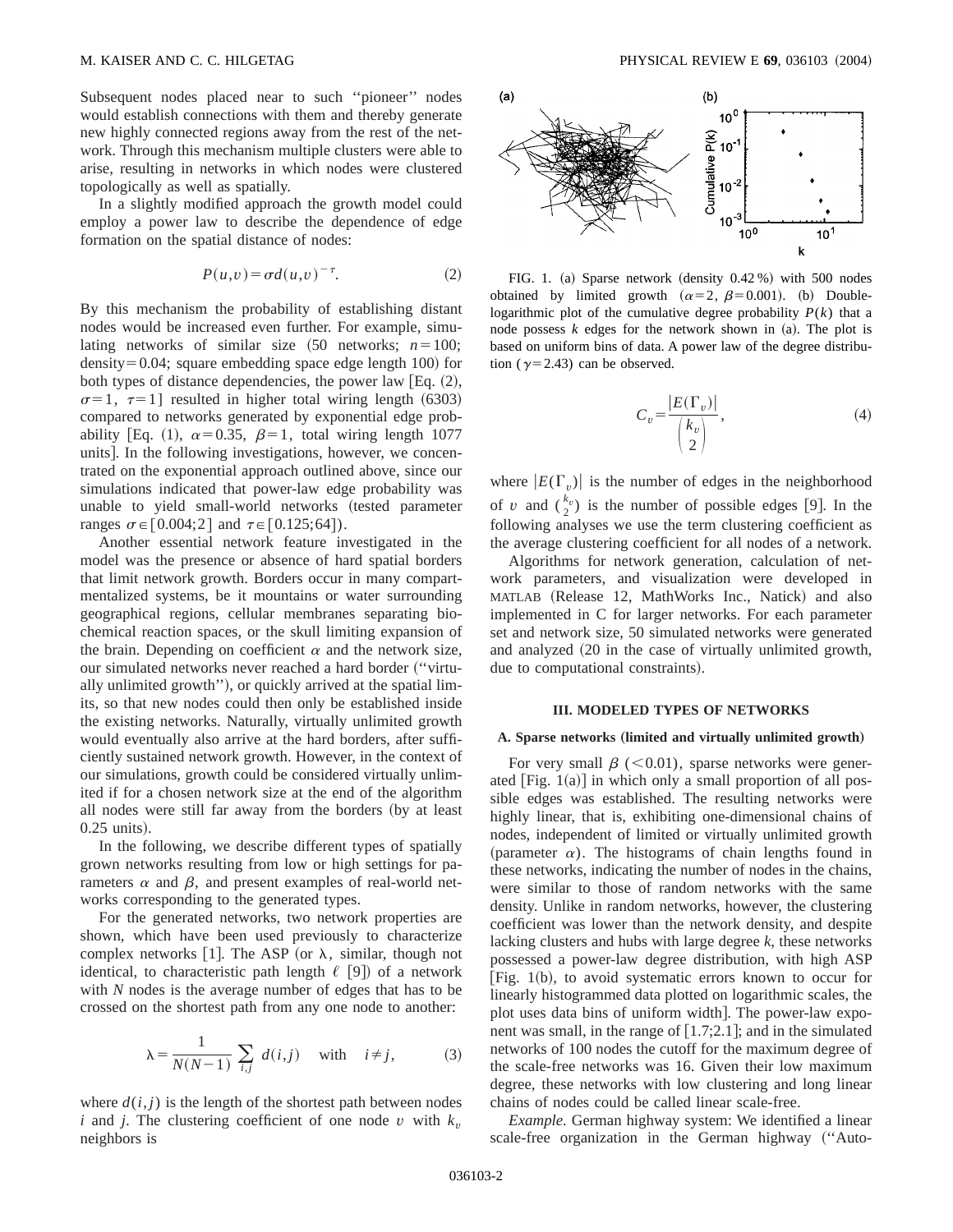Subsequent nodes placed near to such "pioneer" nodes would establish connections with them and thereby generate new highly connected regions away from the rest of the network. Through this mechanism multiple clusters were able to arise, resulting in networks in which nodes were clustered topologically as well as spatially.

In a slightly modified approach the growth model could employ a power law to describe the dependence of edge formation on the spatial distance of nodes:

$$P(u,v) = \sigma d(u,v)^{-\tau}. \tag{2}$$

By this mechanism the probability of establishing distant nodes would be increased even further. For example, simulating networks of similar size (50 networks; $n=100$; density$=0.04$; square embedding space edge length 100) for both types of distance dependencies, the power law [Eq. (2), $\sigma=1$, $\tau=1$] resulted in higher total wiring length (6303) compared to networks generated by exponential edge probability [Eq. (1), $\alpha=0.35$, $\beta=1$, total wiring length 1077 units]. In the following investigations, however, we concentrated on the exponential approach outlined above, since our simulations indicated that power-law edge probability was unable to yield small-world networks (tested parameter ranges $\sigma \in [0.004;2]$ and $\tau \in [0.125;64]$).

Another essential network feature investigated in the model was the presence or absence of hard spatial borders that limit network growth. Borders occur in many compartmentalized systems, be it mountains or water surrounding geographical regions, cellular membranes separating biochemical reaction spaces, or the skull limiting expansion of the brain. Depending on coefficient $\alpha$ and the network size, our simulated networks never reached a hard border ("virtually unlimited growth"), or quickly arrived at the spatial limits, so that new nodes could then only be established inside the existing networks. Naturally, virtually unlimited growth would eventually also arrive at the hard borders, after sufficiently sustained network growth. However, in the context of our simulations, growth could be considered virtually unlimited if for a chosen network size at the end of the algorithm all nodes were still far away from the borders (by at least 0.25 units).

In the following, we describe different types of spatially grown networks resulting from low or high settings for parameters $\alpha$ and $\beta$, and present examples of real-world networks corresponding to the generated types.

For the generated networks, two network properties are shown, which have been used previously to characterize complex networks [1]. The ASP (or $\lambda$, similar, though not identical, to characteristic path length $\ell$ [9]) of a network with $N$ nodes is the average number of edges that has to be crossed on the shortest path from any one node to another:

$$\lambda = \frac{1}{N(N-1)} \sum_{i,j} d(i,j) \quad \text{with} \quad i \neq j, \tag{3}$$

where $d(i,j)$ is the length of the shortest path between nodes $i$ and $j$. The clustering coefficient of one node $v$ with $k_v$ neighbors is

FIG. 1. (a) Sparse network (density 0.42%) with 500 nodes obtained by limited growth ($\alpha=2$, $\beta=0.001$). (b) Double-logarithmic plot of the cumulative degree probability $P(k)$ that a node possess $k$ edges for the network shown in (a). The plot is based on uniform bins of data. A power law of the degree distribution ($\gamma=2.43$) can be observed.

$$C_v = \frac{|E(\Gamma_v)|}{\binom{k_v}{2}}, \tag{4}$$

where $|E(\Gamma_v)|$ is the number of edges in the neighborhood of $v$ and $\binom{k_v}{2}$ is the number of possible edges [9]. In the following analyses we use the term clustering coefficient as the average clustering coefficient for all nodes of a network.

Algorithms for network generation, calculation of network parameters, and visualization were developed in MATLAB (Release 12, MathWorks Inc., Natick) and also implemented in C for larger networks. For each parameter set and network size, 50 simulated networks were generated and analyzed (20 in the case of virtually unlimited growth, due to computational constraints).

## III. MODELED TYPES OF NETWORKS

### A. Sparse networks (limited and virtually unlimited growth)

For very small $\beta$ ($<0.01$), sparse networks were generated [Fig. 1(a)] in which only a small proportion of all possible edges was established. The resulting networks were highly linear, that is, exhibiting one-dimensional chains of nodes, independent of limited or virtually unlimited growth (parameter $\alpha$). The histograms of chain lengths found in these networks, indicating the number of nodes in the chains, were similar to those of random networks with the same density. Unlike in random networks, however, the clustering coefficient was lower than the network density, and despite lacking clusters and hubs with large degree $k$, these networks possessed a power-law degree distribution, with high ASP [Fig. 1(b), to avoid systematic errors known to occur for linearly histogrammed data plotted on logarithmic scales, the plot uses data bins of uniform width]. The power-law exponent was small, in the range of [1.7;2.1]; and in the simulated networks of 100 nodes the cutoff for the maximum degree of the scale-free networks was 16. Given their low maximum degree, these networks with low clustering and long linear chains of nodes could be called linear scale-free.

*Example.* German highway system: We identified a linear scale-free organization in the German highway ("Auto-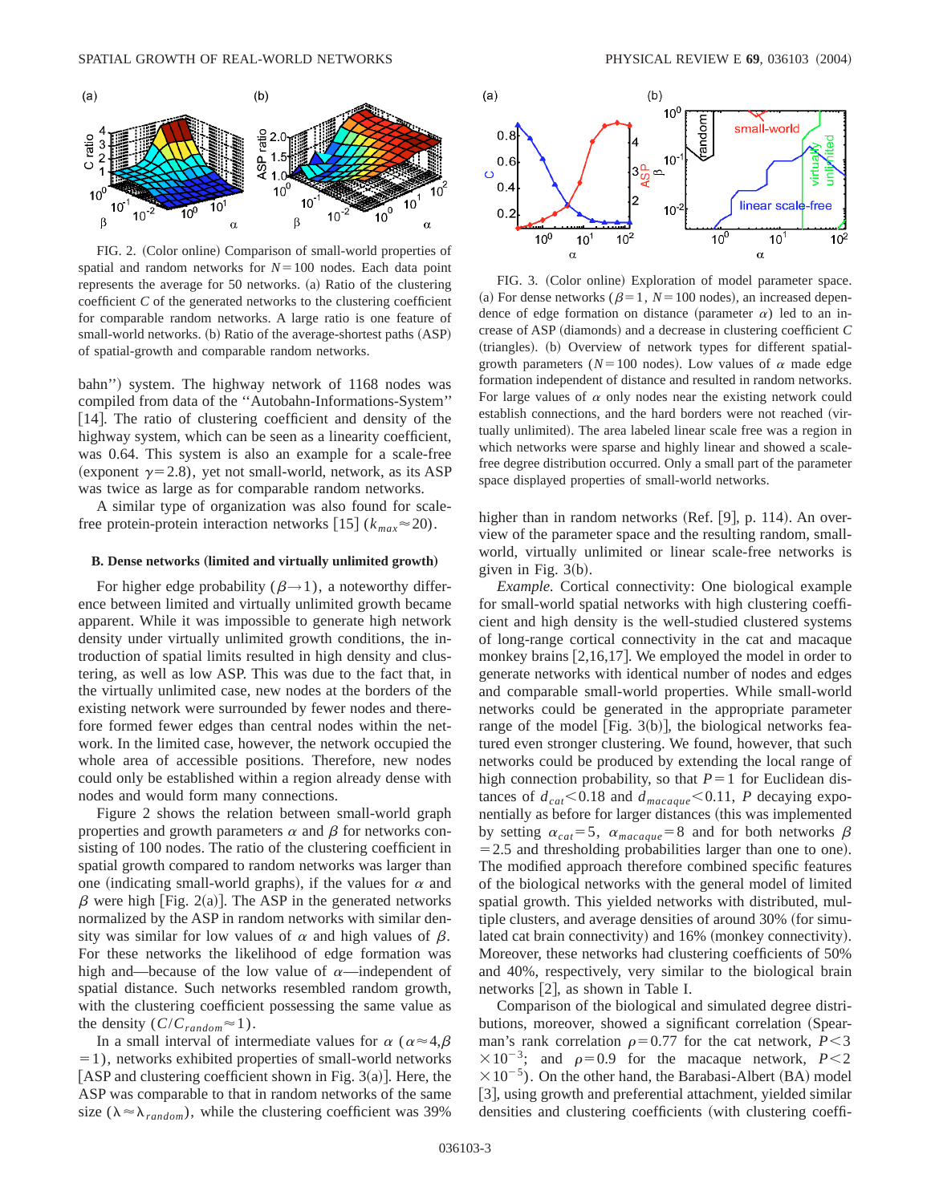FIG. 2. (Color online) Comparison of small-world properties of spatial and random networks for $N=100$ nodes. Each data point represents the average for 50 networks. (a) Ratio of the clustering coefficient $C$ of the generated networks to the clustering coefficient for comparable random networks. A large ratio is one feature of small-world networks. (b) Ratio of the average-shortest paths (ASP) of spatial-growth and comparable random networks.

bahn") system. The highway network of 1168 nodes was compiled from data of the "Autobahn-Informations-System" [14]. The ratio of clustering coefficient and density of the highway system, which can be seen as a linearity coefficient, was 0.64. This system is also an example for a scale-free (exponent $\gamma=2.8$), yet not small-world, network, as its ASP was twice as large as for comparable random networks.

A similar type of organization was also found for scale-free protein-protein interaction networks [15] ($k_{max}\approx 20$).

### B. Dense networks (limited and virtually unlimited growth)

For higher edge probability ($\beta \rightarrow 1$), a noteworthy difference between limited and virtually unlimited growth became apparent. While it was impossible to generate high network density under virtually unlimited growth conditions, the introduction of spatial limits resulted in high density and clustering, as well as low ASP. This was due to the fact that, in the virtually unlimited case, new nodes at the borders of the existing network were surrounded by fewer nodes and therefore formed fewer edges than central nodes within the network. In the limited case, however, the network occupied the whole area of accessible positions. Therefore, new nodes could only be established within a region already dense with nodes and would form many connections.

Figure 2 shows the relation between small-world graph properties and growth parameters $\alpha$ and $\beta$ for networks consisting of 100 nodes. The ratio of the clustering coefficient in spatial growth compared to random networks was larger than one (indicating small-world graphs), if the values for $\alpha$ and $\beta$ were high [Fig. 2(a)]. The ASP in the generated networks normalized by the ASP in random networks with similar density was similar for low values of $\alpha$ and high values of $\beta$. For these networks the likelihood of edge formation was high and—because of the low value of $\alpha$—independent of spatial distance. Such networks resembled random growth, with the clustering coefficient possessing the same value as the density ($C/C_{random}\approx 1$).

In a small interval of intermediate values for $\alpha$ ($\alpha \approx 4, \beta = 1$), networks exhibited properties of small-world networks [ASP and clustering coefficient shown in Fig. 3(a)]. Here, the ASP was comparable to that in random networks of the same size ($\lambda \approx \lambda_{random}$), while the clustering coefficient was 39%

FIG. 3. (Color online) Exploration of model parameter space. (a) For dense networks ($\beta=1$, $N=100$ nodes), an increased dependence of edge formation on distance (parameter $\alpha$) led to an increase of ASP (diamonds) and a decrease in clustering coefficient $C$ (triangles). (b) Overview of network types for different spatial-growth parameters ($N=100$ nodes). Low values of $\alpha$ made edge formation independent of distance and resulted in random networks. For large values of $\alpha$ only nodes near the existing network could establish connections, and the hard borders were not reached (virtually unlimited). The area labeled linear scale free was a region in which networks were sparse and highly linear and showed a scale-free degree distribution occurred. Only a small part of the parameter space displayed properties of small-world networks.

higher than in random networks (Ref. [9], p. 114). An overview of the parameter space and the resulting random, small-world, virtually unlimited or linear scale-free networks is given in Fig. 3(b).

*Example.* Cortical connectivity: One biological example for small-world spatial networks with high clustering coefficient and high density is the well-studied clustered systems of long-range cortical connectivity in the cat and macaque monkey brains [2,16,17]. We employed the model in order to generate networks with identical number of nodes and edges and comparable small-world properties. While small-world networks could be generated in the appropriate parameter range of the model [Fig. 3(b)], the biological networks featured even stronger clustering. We found, however, that such networks could be produced by extending the local range of high connection probability, so that $P=1$ for Euclidean distances of $d_{cat}<0.18$ and $d_{macaque}<0.11$, $P$ decaying exponentially as before for larger distances (this was implemented by setting $\alpha_{cat}=5$, $\alpha_{macaque}=8$ and for both networks $\beta=2.5$ and thresholding probabilities larger than one to one). The modified approach therefore combined specific features of the biological networks with the general model of limited spatial growth. This yielded networks with distributed, multiple clusters, and average densities of around 30% (for simulated cat brain connectivity) and 16% (monkey connectivity). Moreover, these networks had clustering coefficients of 50% and 40%, respectively, very similar to the biological brain networks [2], as shown in Table I.

Comparison of the biological and simulated degree distributions, moreover, showed a significant correlation (Spearman's rank correlation $\rho=0.77$ for the cat network, $P<3\times 10^{-3}$; and $\rho=0.9$ for the macaque network, $P<2\times 10^{-5}$). On the other hand, the Barabasi-Albert (BA) model [3], using growth and preferential attachment, yielded similar densities and clustering coefficients (with clustering coeffi-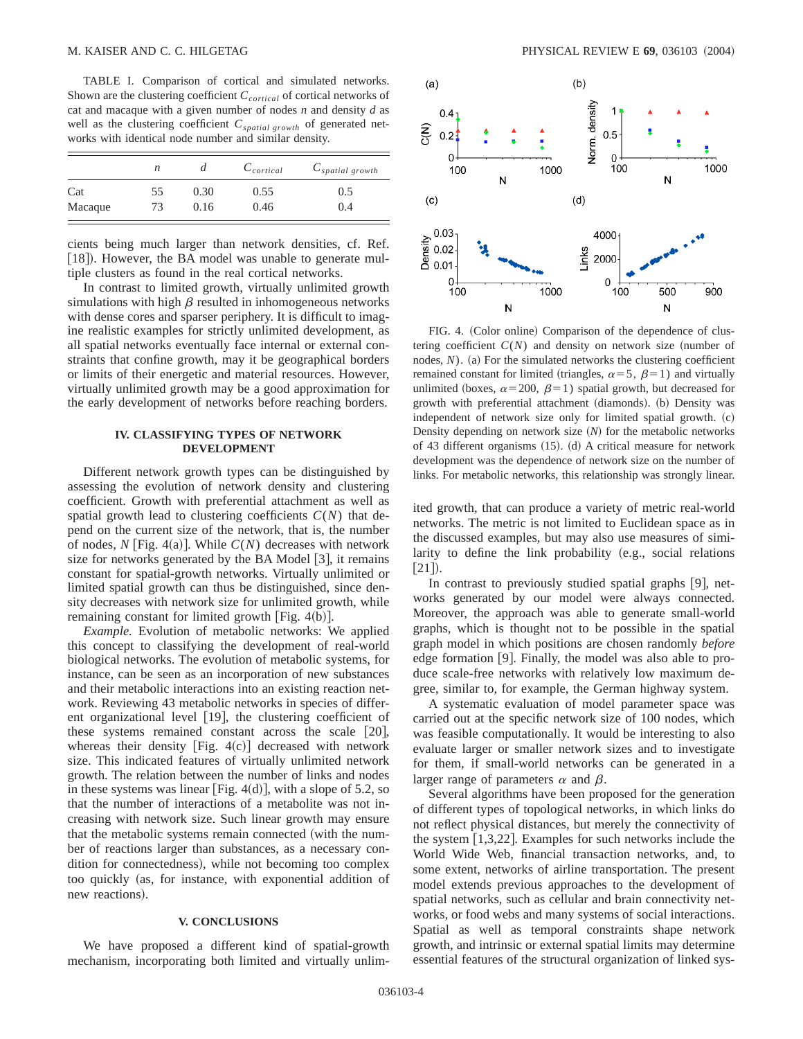TABLE I. Comparison of cortical and simulated networks. Shown are the clustering coefficient $C_{cortical}$ of cortical networks of cat and macaque with a given number of nodes $n$ and density $d$ as well as the clustering coefficient $C_{spatial\ growth}$ of generated networks with identical node number and similar density.

| | $n$ | $d$ | $C_{cortical}$ | $C_{spatial\ growth}$ |
|---|---|---|---|---|
| Cat | 55 | 0.30 | 0.55 | 0.5 |
| Macaque | 73 | 0.16 | 0.46 | 0.4 |

cients being much larger than network densities, cf. Ref. [18]). However, the BA model was unable to generate multiple clusters as found in the real cortical networks.

In contrast to limited growth, virtually unlimited growth simulations with high $\beta$ resulted in inhomogeneous networks with dense cores and sparser periphery. It is difficult to imagine realistic examples for strictly unlimited development, as all spatial networks eventually face internal or external constraints that confine growth, may it be geographical borders or limits of their energetic and material resources. However, virtually unlimited growth may be a good approximation for the early development of networks before reaching borders.

## IV. CLASSIFYING TYPES OF NETWORK DEVELOPMENT

Different network growth types can be distinguished by assessing the evolution of network density and clustering coefficient. Growth with preferential attachment as well as spatial growth lead to clustering coefficients $C(N)$ that depend on the current size of the network, that is, the number of nodes, $N$ [Fig. 4(a)]. While $C(N)$ decreases with network size for networks generated by the BA Model [3], it remains constant for spatial-growth networks. Virtually unlimited or limited spatial growth can thus be distinguished, since density decreases with network size for unlimited growth, while remaining constant for limited growth [Fig. 4(b)].

*Example.* Evolution of metabolic networks: We applied this concept to classifying the development of real-world biological networks. The evolution of metabolic systems, for instance, can be seen as an incorporation of new substances and their metabolic interactions into an existing reaction network. Reviewing 43 metabolic networks in species of different organizational level [19], the clustering coefficient of these systems remained constant across the scale [20], whereas their density [Fig. 4(c)] decreased with network size. This indicated features of virtually unlimited network growth. The relation between the number of links and nodes in these systems was linear [Fig. 4(d)], with a slope of 5.2, so that the number of interactions of a metabolite was not increasing with network size. Such linear growth may ensure that the metabolic systems remain connected (with the number of reactions larger than substances, as a necessary condition for connectedness), while not becoming too complex too quickly (as, for instance, with exponential addition of new reactions).

## V. CONCLUSIONS

We have proposed a different kind of spatial-growth mechanism, incorporating both limited and virtually unlimited growth, that can produce a variety of metric real-world networks. The metric is not limited to Euclidean space as in the discussed examples, but may also use measures of similarity to define the link probability (e.g., social relations [21]).

FIG. 4. (Color online) Comparison of the dependence of clustering coefficient $C(N)$ and density on network size (number of nodes, $N$). (a) For the simulated networks the clustering coefficient remained constant for limited (triangles, $\alpha=5$, $\beta=1$) and virtually unlimited (boxes, $\alpha=200$, $\beta=1$) spatial growth, but decreased for growth with preferential attachment (diamonds). (b) Density was independent of network size only for limited spatial growth. (c) Density depending on network size ($N$) for the metabolic networks of 43 different organisms (15). (d) A critical measure for network development was the dependence of network size on the number of links. For metabolic networks, this relationship was strongly linear.

In contrast to previously studied spatial graphs [9], networks generated by our model were always connected. Moreover, the approach was able to generate small-world graphs, which is thought not to be possible in the spatial graph model in which positions are chosen randomly *before* edge formation [9]. Finally, the model was also able to produce scale-free networks with relatively low maximum degree, similar to, for example, the German highway system.

A systematic evaluation of model parameter space was carried out at the specific network size of 100 nodes, which was feasible computationally. It would be interesting to also evaluate larger or smaller network sizes and to investigate for them, if small-world networks can be generated in a larger range of parameters $\alpha$ and $\beta$.

Several algorithms have been proposed for the generation of different types of topological networks, in which links do not reflect physical distances, but merely the connectivity of the system [1,3,22]. Examples for such networks include the World Wide Web, financial transaction networks, and, to some extent, networks of airline transportation. The present model extends previous approaches to the development of spatial networks, such as cellular and brain connectivity networks, or food webs and many systems of social interactions. Spatial as well as temporal constraints shape network growth, and intrinsic or external spatial limits may determine essential features of the structural organization of linked sys-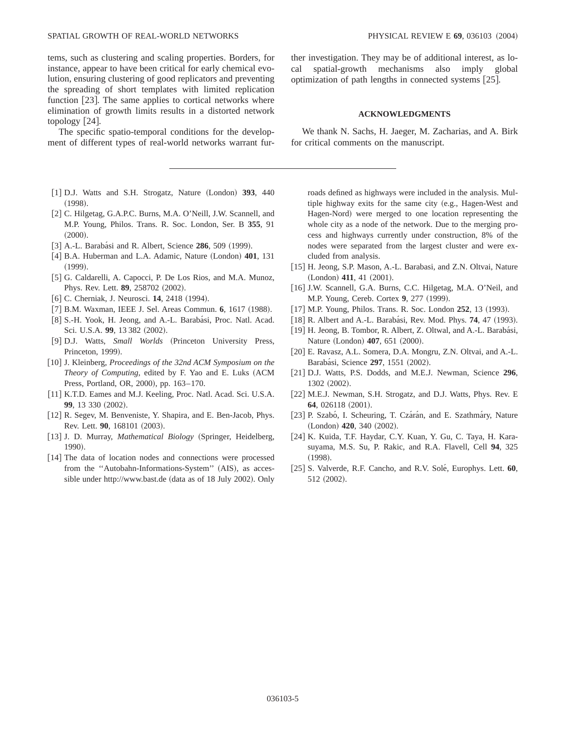tems, such as clustering and scaling properties. Borders, for instance, appear to have been critical for early chemical evolution, ensuring clustering of good replicators and preventing the spreading of short templates with limited replication function [23]. The same applies to cortical networks where elimination of growth limits results in a distorted network topology [24].

The specific spatio-temporal conditions for the development of different types of real-world networks warrant further investigation. They may be of additional interest, as local spatial-growth mechanisms also imply global optimization of path lengths in connected systems [25].

## ACKNOWLEDGMENTS

We thank N. Sachs, H. Jaeger, M. Zacharias, and A. Birk for critical comments on the manuscript.

---

[1] D.J. Watts and S.H. Strogatz, Nature (London) **393**, 440 (1998).

[2] C. Hilgetag, G.A.P.C. Burns, M.A. O'Neill, J.W. Scannell, and M.P. Young, Philos. Trans. R. Soc. London, Ser. B **355**, 91 (2000).

[3] A.-L. Barabási and R. Albert, Science **286**, 509 (1999).

[4] B.A. Huberman and L.A. Adamic, Nature (London) **401**, 131 (1999).

[5] G. Caldarelli, A. Capocci, P. De Los Rios, and M.A. Munoz, Phys. Rev. Lett. **89**, 258702 (2002).

[6] C. Cherniak, J. Neurosci. **14**, 2418 (1994).

[7] B.M. Waxman, IEEE J. Sel. Areas Commun. **6**, 1617 (1988).

[8] S.-H. Yook, H. Jeong, and A.-L. Barabási, Proc. Natl. Acad. Sci. U.S.A. **99**, 13 382 (2002).

[9] D.J. Watts, *Small Worlds* (Princeton University Press, Princeton, 1999).

[10] J. Kleinberg, *Proceedings of the 32nd ACM Symposium on the Theory of Computing*, edited by F. Yao and E. Luks (ACM Press, Portland, OR, 2000), pp. 163–170.

[11] K.T.D. Eames and M.J. Keeling, Proc. Natl. Acad. Sci. U.S.A. **99**, 13 330 (2002).

[12] R. Segev, M. Benveniste, Y. Shapira, and E. Ben-Jacob, Phys. Rev. Lett. **90**, 168101 (2003).

[13] J. D. Murray, *Mathematical Biology* (Springer, Heidelberg, 1990).

[14] The data of location nodes and connections were processed from the "Autobahn-Informations-System" (AIS), as accessible under http://www.bast.de (data as of 18 July 2002). Only roads defined as highways were included in the analysis. Multiple highway exits for the same city (e.g., Hagen-West and Hagen-Nord) were merged to one location representing the whole city as a node of the network. Due to the merging process and highways currently under construction, 8% of the nodes were separated from the largest cluster and were excluded from analysis.

[15] H. Jeong, S.P. Mason, A.-L. Barabasi, and Z.N. Oltvai, Nature (London) **411**, 41 (2001).

[16] J.W. Scannell, G.A. Burns, C.C. Hilgetag, M.A. O'Neil, and M.P. Young, Cereb. Cortex **9**, 277 (1999).

[17] M.P. Young, Philos. Trans. R. Soc. London **252**, 13 (1993).

[18] R. Albert and A.-L. Barabási, Rev. Mod. Phys. **74**, 47 (1993).

[19] H. Jeong, B. Tombor, R. Albert, Z. Oltwal, and A.-L. Barabási, Nature (London) **407**, 651 (2000).

[20] E. Ravasz, A.L. Somera, D.A. Mongru, Z.N. Oltvai, and A.-L. Barabási, Science **297**, 1551 (2002).

[21] D.J. Watts, P.S. Dodds, and M.E.J. Newman, Science **296**, 1302 (2002).

[22] M.E.J. Newman, S.H. Strogatz, and D.J. Watts, Phys. Rev. E **64**, 026118 (2001).

[23] P. Szabó, I. Scheuring, T. Czárán, and E. Szathmáry, Nature (London) **420**, 340 (2002).

[24] K. Kuida, T.F. Haydar, C.Y. Kuan, Y. Gu, C. Taya, H. Karasuyama, M.S. Su, P. Rakic, and R.A. Flavell, Cell **94**, 325 (1998).

[25] S. Valverde, R.F. Cancho, and R.V. Solé, Europhys. Lett. **60**, 512 (2002).